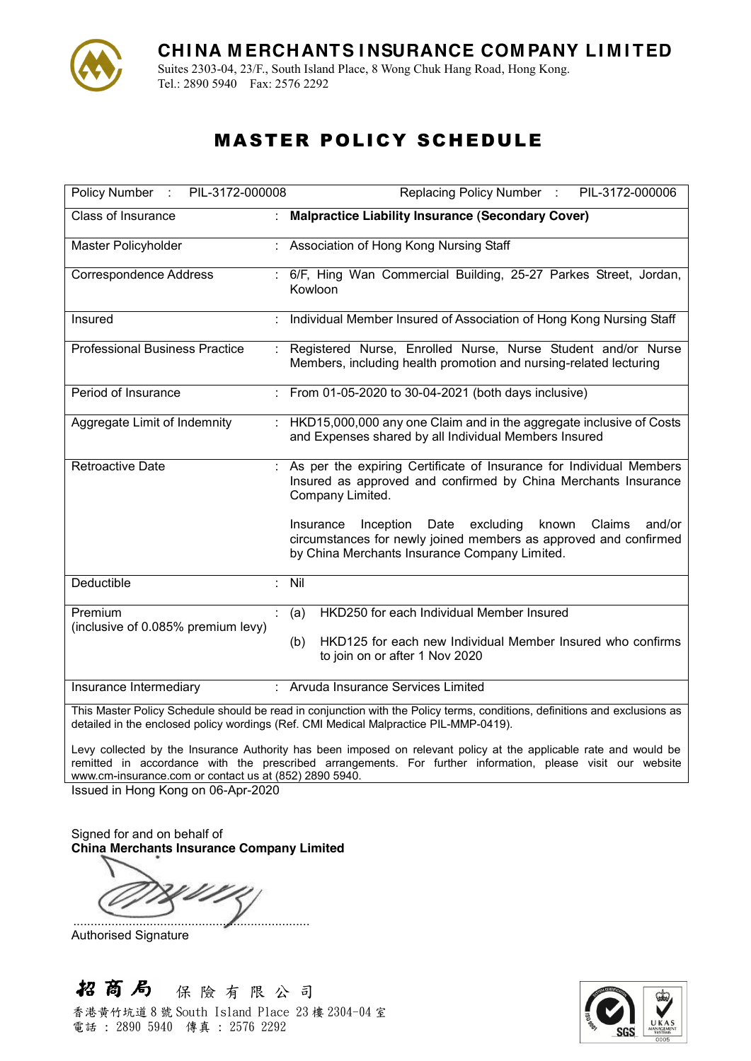# CHINA MERCHANTS INSURANCE COMPANY LIMITED

Suites 2303-04, 23/F., South Island Place, 8 Wong Chuk Hang Road, Hong Kong.
Tel.: 2890 5940 Fax: 2576 2292

## MASTER POLICY SCHEDULE

| | |
|---|---|
| Policy Number : PIL-3172-000008 | Replacing Policy Number : PIL-3172-000006 |
| Class of Insurance | : **Malpractice Liability Insurance (Secondary Cover)** |
| Master Policyholder | : Association of Hong Kong Nursing Staff |
| Correspondence Address | : 6/F, Hing Wan Commercial Building, 25-27 Parkes Street, Jordan, Kowloon |
| Insured | : Individual Member Insured of Association of Hong Kong Nursing Staff |
| Professional Business Practice | : Registered Nurse, Enrolled Nurse, Nurse Student and/or Nurse Members, including health promotion and nursing-related lecturing |
| Period of Insurance | : From 01-05-2020 to 30-04-2021 (both days inclusive) |
| Aggregate Limit of Indemnity | : HKD15,000,000 any one Claim and in the aggregate inclusive of Costs and Expenses shared by all Individual Members Insured |
| Retroactive Date | : As per the expiring Certificate of Insurance for Individual Members Insured as approved and confirmed by China Merchants Insurance Company Limited.<br><br>Insurance Inception Date excluding known Claims and/or circumstances for newly joined members as approved and confirmed by China Merchants Insurance Company Limited. |
| Deductible | : Nil |
| Premium<br>(inclusive of 0.085% premium levy) | : (a) HKD250 for each Individual Member Insured<br><br>(b) HKD125 for each new Individual Member Insured who confirms to join on or after 1 Nov 2020 |
| Insurance Intermediary | : Arvuda Insurance Services Limited |

This Master Policy Schedule should be read in conjunction with the Policy terms, conditions, definitions and exclusions as detailed in the enclosed policy wordings (Ref. CMI Medical Malpractice PIL-MMP-0419).

Levy collected by the Insurance Authority has been imposed on relevant policy at the applicable rate and would be remitted in accordance with the prescribed arrangements. For further information, please visit our website www.cm-insurance.com or contact us at (852) 2890 5940.

Issued in Hong Kong on 06-Apr-2020

Signed for and on behalf of
**China Merchants Insurance Company Limited**

..........................................................................
Authorised Signature

招商局 保險有限公司
香港黃竹坑道8號South Island Place 23樓2304-04室
電話 : 2890 5940 傳真 : 2576 2292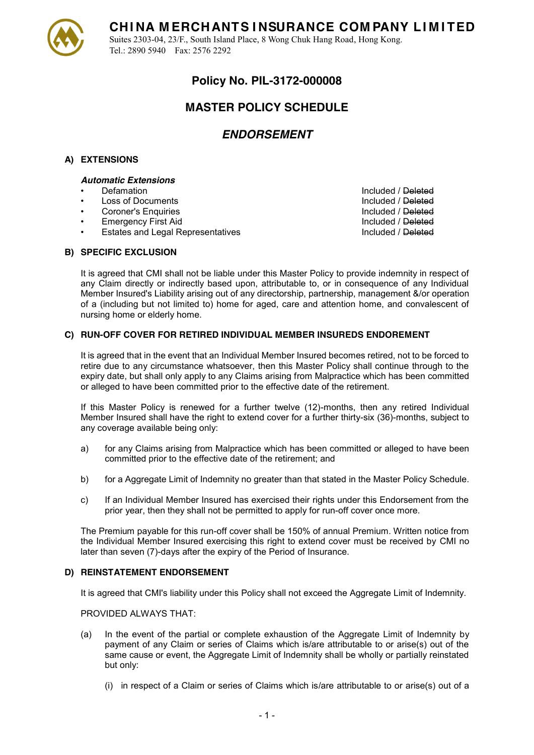# CHINA MERCHANTS INSURANCE COMPANY LIMITED

Suites 2303-04, 23/F., South Island Place, 8 Wong Chuk Hang Road, Hong Kong.
Tel.: 2890 5940 Fax: 2576 2292

## Policy No. PIL-3172-000008

## MASTER POLICY SCHEDULE

## *ENDORSEMENT*

### A) EXTENSIONS

***Automatic Extensions***

| | |
|---|---|
| • Defamation | Included / ~~Deleted~~ |
| • Loss of Documents | Included / ~~Deleted~~ |
| • Coroner's Enquiries | Included / ~~Deleted~~ |
| • Emergency First Aid | Included / ~~Deleted~~ |
| • Estates and Legal Representatives | Included / ~~Deleted~~ |

### B) SPECIFIC EXCLUSION

It is agreed that CMI shall not be liable under this Master Policy to provide indemnity in respect of any Claim directly or indirectly based upon, attributable to, or in consequence of any Individual Member Insured's Liability arising out of any directorship, partnership, management &/or operation of a (including but not limited to) home for aged, care and attention home, and convalescent of nursing home or elderly home.

### C) RUN-OFF COVER FOR RETIRED INDIVIDUAL MEMBER INSUREDS ENDOREMENT

It is agreed that in the event that an Individual Member Insured becomes retired, not to be forced to retire due to any circumstance whatsoever, then this Master Policy shall continue through to the expiry date, but shall only apply to any Claims arising from Malpractice which has been committed or alleged to have been committed prior to the effective date of the retirement.

If this Master Policy is renewed for a further twelve (12)-months, then any retired Individual Member Insured shall have the right to extend cover for a further thirty-six (36)-months, subject to any coverage available being only:

a) for any Claims arising from Malpractice which has been committed or alleged to have been committed prior to the effective date of the retirement; and

b) for a Aggregate Limit of Indemnity no greater than that stated in the Master Policy Schedule.

c) If an Individual Member Insured has exercised their rights under this Endorsement from the prior year, then they shall not be permitted to apply for run-off cover once more.

The Premium payable for this run-off cover shall be 150% of annual Premium. Written notice from the Individual Member Insured exercising this right to extend cover must be received by CMI no later than seven (7)-days after the expiry of the Period of Insurance.

### D) REINSTATEMENT ENDORSEMENT

It is agreed that CMI's liability under this Policy shall not exceed the Aggregate Limit of Indemnity.

PROVIDED ALWAYS THAT:

(a) In the event of the partial or complete exhaustion of the Aggregate Limit of Indemnity by payment of any Claim or series of Claims which is/are attributable to or arise(s) out of the same cause or event, the Aggregate Limit of Indemnity shall be wholly or partially reinstated but only:

(i) in respect of a Claim or series of Claims which is/are attributable to or arise(s) out of a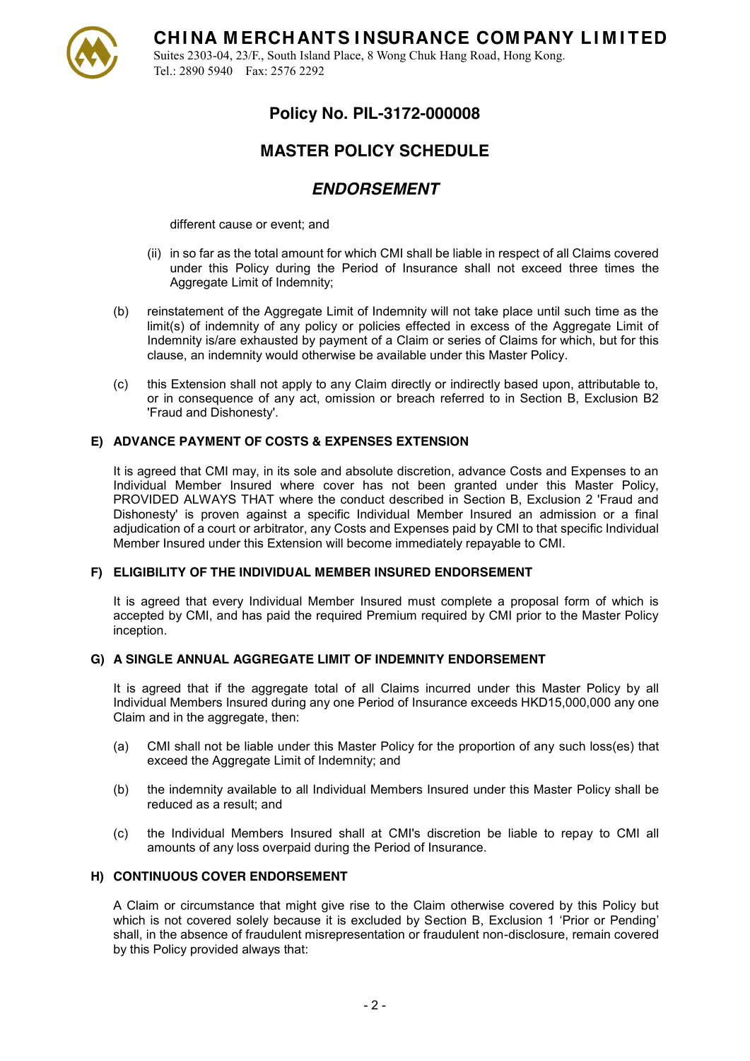# Policy No. PIL-3172-000008

## MASTER POLICY SCHEDULE

## *ENDORSEMENT*

different cause or event; and

(ii) in so far as the total amount for which CMI shall be liable in respect of all Claims covered under this Policy during the Period of Insurance shall not exceed three times the Aggregate Limit of Indemnity;

(b) reinstatement of the Aggregate Limit of Indemnity will not take place until such time as the limit(s) of indemnity of any policy or policies effected in excess of the Aggregate Limit of Indemnity is/are exhausted by payment of a Claim or series of Claims for which, but for this clause, an indemnity would otherwise be available under this Master Policy.

(c) this Extension shall not apply to any Claim directly or indirectly based upon, attributable to, or in consequence of any act, omission or breach referred to in Section B, Exclusion B2 'Fraud and Dishonesty'.

### E) ADVANCE PAYMENT OF COSTS & EXPENSES EXTENSION

It is agreed that CMI may, in its sole and absolute discretion, advance Costs and Expenses to an Individual Member Insured where cover has not been granted under this Master Policy, PROVIDED ALWAYS THAT where the conduct described in Section B, Exclusion 2 'Fraud and Dishonesty' is proven against a specific Individual Member Insured an admission or a final adjudication of a court or arbitrator, any Costs and Expenses paid by CMI to that specific Individual Member Insured under this Extension will become immediately repayable to CMI.

### F) ELIGIBILITY OF THE INDIVIDUAL MEMBER INSURED ENDORSEMENT

It is agreed that every Individual Member Insured must complete a proposal form of which is accepted by CMI, and has paid the required Premium required by CMI prior to the Master Policy inception.

### G) A SINGLE ANNUAL AGGREGATE LIMIT OF INDEMNITY ENDORSEMENT

It is agreed that if the aggregate total of all Claims incurred under this Master Policy by all Individual Members Insured during any one Period of Insurance exceeds HKD15,000,000 any one Claim and in the aggregate, then:

(a) CMI shall not be liable under this Master Policy for the proportion of any such loss(es) that exceed the Aggregate Limit of Indemnity; and

(b) the indemnity available to all Individual Members Insured under this Master Policy shall be reduced as a result; and

(c) the Individual Members Insured shall at CMI's discretion be liable to repay to CMI all amounts of any loss overpaid during the Period of Insurance.

### H) CONTINUOUS COVER ENDORSEMENT

A Claim or circumstance that might give rise to the Claim otherwise covered by this Policy but which is not covered solely because it is excluded by Section B, Exclusion 1 'Prior or Pending' shall, in the absence of fraudulent misrepresentation or fraudulent non-disclosure, remain covered by this Policy provided always that: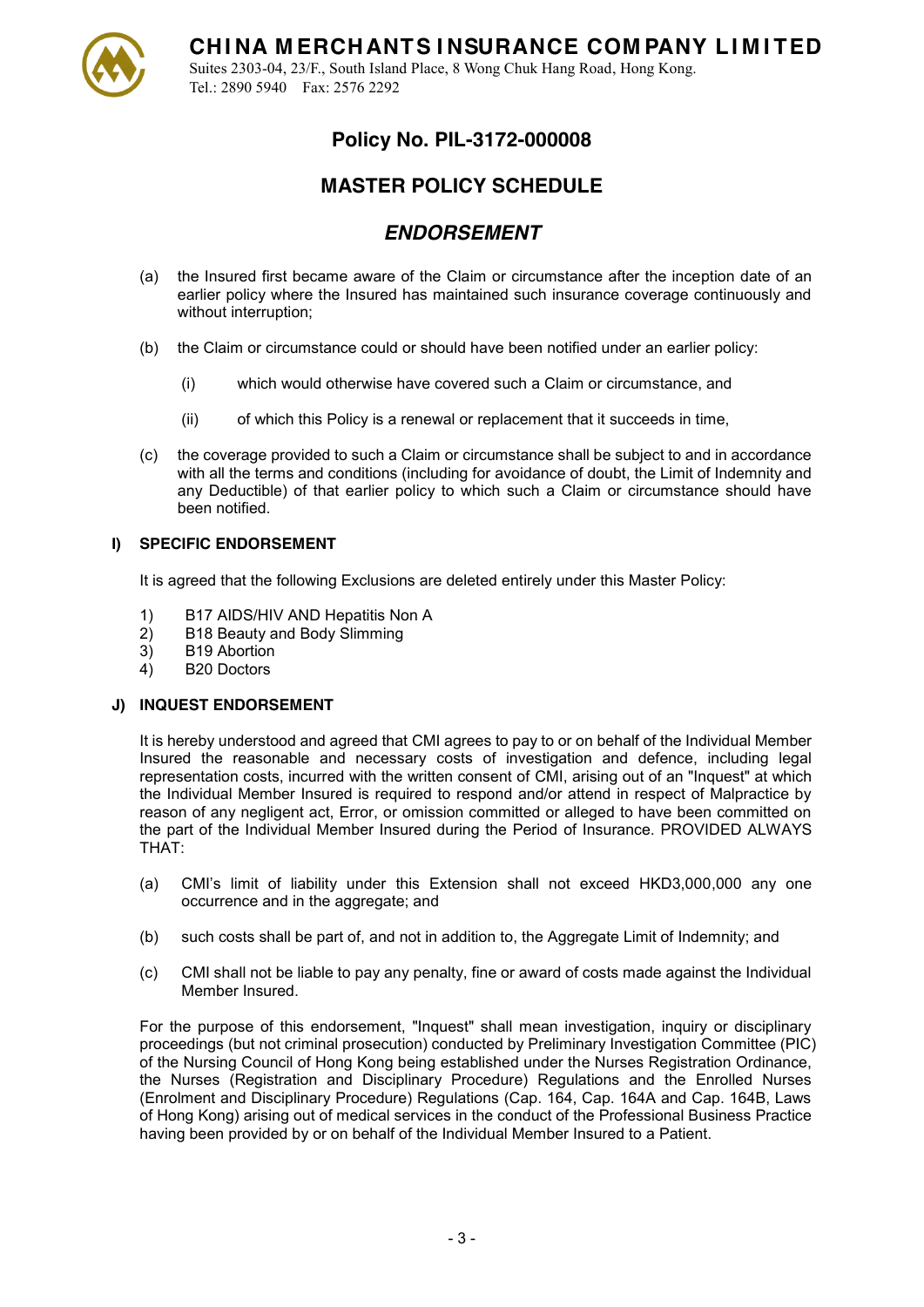**CHINA MERCHANTS INSURANCE COMPANY LIMITED**
Suites 2303-04, 23/F., South Island Place, 8 Wong Chuk Hang Road, Hong Kong.
Tel.: 2890 5940 Fax: 2576 2292

## Policy No. PIL-3172-000008

## MASTER POLICY SCHEDULE

## *ENDORSEMENT*

(a) the Insured first became aware of the Claim or circumstance after the inception date of an earlier policy where the Insured has maintained such insurance coverage continuously and without interruption;

(b) the Claim or circumstance could or should have been notified under an earlier policy:

  (i) which would otherwise have covered such a Claim or circumstance, and

  (ii) of which this Policy is a renewal or replacement that it succeeds in time,

(c) the coverage provided to such a Claim or circumstance shall be subject to and in accordance with all the terms and conditions (including for avoidance of doubt, the Limit of Indemnity and any Deductible) of that earlier policy to which such a Claim or circumstance should have been notified.

### I) SPECIFIC ENDORSEMENT

It is agreed that the following Exclusions are deleted entirely under this Master Policy:

1) B17 AIDS/HIV AND Hepatitis Non A
2) B18 Beauty and Body Slimming
3) B19 Abortion
4) B20 Doctors

### J) INQUEST ENDORSEMENT

It is hereby understood and agreed that CMI agrees to pay to or on behalf of the Individual Member Insured the reasonable and necessary costs of investigation and defence, including legal representation costs, incurred with the written consent of CMI, arising out of an "Inquest" at which the Individual Member Insured is required to respond and/or attend in respect of Malpractice by reason of any negligent act, Error, or omission committed or alleged to have been committed on the part of the Individual Member Insured during the Period of Insurance. PROVIDED ALWAYS THAT:

(a) CMI's limit of liability under this Extension shall not exceed HKD3,000,000 any one occurrence and in the aggregate; and

(b) such costs shall be part of, and not in addition to, the Aggregate Limit of Indemnity; and

(c) CMI shall not be liable to pay any penalty, fine or award of costs made against the Individual Member Insured.

For the purpose of this endorsement, "Inquest" shall mean investigation, inquiry or disciplinary proceedings (but not criminal prosecution) conducted by Preliminary Investigation Committee (PIC) of the Nursing Council of Hong Kong being established under the Nurses Registration Ordinance, the Nurses (Registration and Disciplinary Procedure) Regulations and the Enrolled Nurses (Enrolment and Disciplinary Procedure) Regulations (Cap. 164, Cap. 164A and Cap. 164B, Laws of Hong Kong) arising out of medical services in the conduct of the Professional Business Practice having been provided by or on behalf of the Individual Member Insured to a Patient.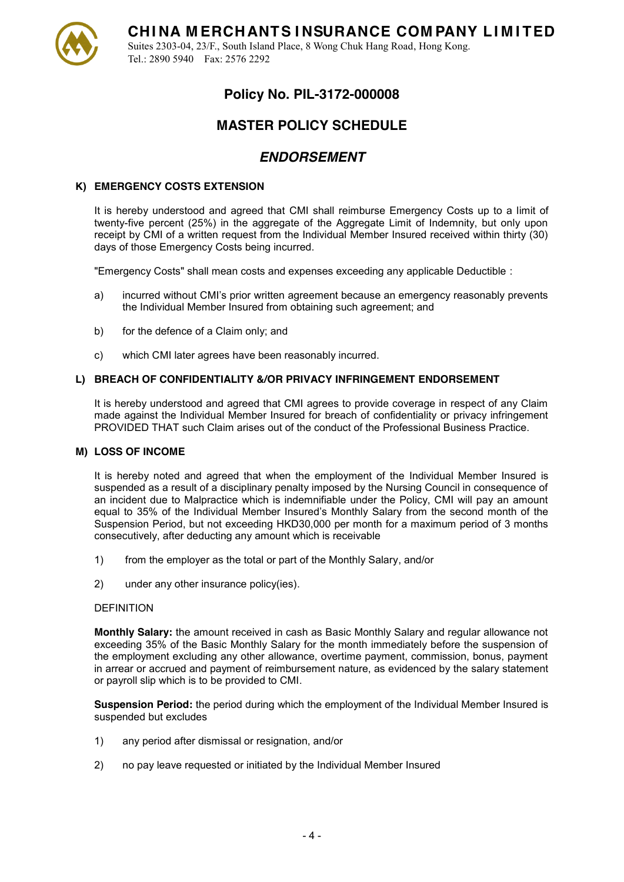# CHINA MERCHANTS INSURANCE COMPANY LIMITED

Suites 2303-04, 23/F., South Island Place, 8 Wong Chuk Hang Road, Hong Kong.
Tel.: 2890 5940 Fax: 2576 2292

## Policy No. PIL-3172-000008

## MASTER POLICY SCHEDULE

## *ENDORSEMENT*

### K) EMERGENCY COSTS EXTENSION

It is hereby understood and agreed that CMI shall reimburse Emergency Costs up to a limit of twenty-five percent (25%) in the aggregate of the Aggregate Limit of Indemnity, but only upon receipt by CMI of a written request from the Individual Member Insured received within thirty (30) days of those Emergency Costs being incurred.

"Emergency Costs" shall mean costs and expenses exceeding any applicable Deductible :

a) incurred without CMI's prior written agreement because an emergency reasonably prevents the Individual Member Insured from obtaining such agreement; and

b) for the defence of a Claim only; and

c) which CMI later agrees have been reasonably incurred.

### L) BREACH OF CONFIDENTIALITY &/OR PRIVACY INFRINGEMENT ENDORSEMENT

It is hereby understood and agreed that CMI agrees to provide coverage in respect of any Claim made against the Individual Member Insured for breach of confidentiality or privacy infringement PROVIDED THAT such Claim arises out of the conduct of the Professional Business Practice.

### M) LOSS OF INCOME

It is hereby noted and agreed that when the employment of the Individual Member Insured is suspended as a result of a disciplinary penalty imposed by the Nursing Council in consequence of an incident due to Malpractice which is indemnifiable under the Policy, CMI will pay an amount equal to 35% of the Individual Member Insured's Monthly Salary from the second month of the Suspension Period, but not exceeding HKD30,000 per month for a maximum period of 3 months consecutively, after deducting any amount which is receivable

1) from the employer as the total or part of the Monthly Salary, and/or

2) under any other insurance policy(ies).

DEFINITION

**Monthly Salary:** the amount received in cash as Basic Monthly Salary and regular allowance not exceeding 35% of the Basic Monthly Salary for the month immediately before the suspension of the employment excluding any other allowance, overtime payment, commission, bonus, payment in arrear or accrued and payment of reimbursement nature, as evidenced by the salary statement or payroll slip which is to be provided to CMI.

**Suspension Period:** the period during which the employment of the Individual Member Insured is suspended but excludes

1) any period after dismissal or resignation, and/or

2) no pay leave requested or initiated by the Individual Member Insured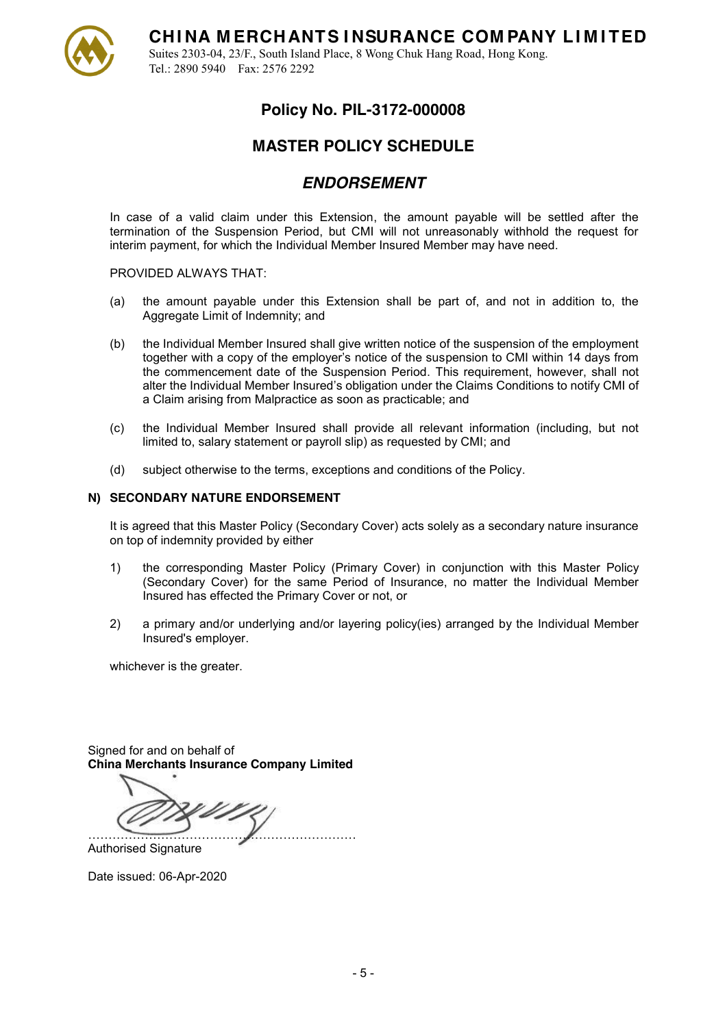**CHINA MERCHANTS INSURANCE COMPANY LIMITED**

Suites 2303-04, 23/F., South Island Place, 8 Wong Chuk Hang Road, Hong Kong.
Tel.: 2890 5940 Fax: 2576 2292

## Policy No. PIL-3172-000008

## MASTER POLICY SCHEDULE

## *ENDORSEMENT*

In case of a valid claim under this Extension, the amount payable will be settled after the termination of the Suspension Period, but CMI will not unreasonably withhold the request for interim payment, for which the Individual Member Insured Member may have need.

PROVIDED ALWAYS THAT:

(a) the amount payable under this Extension shall be part of, and not in addition to, the Aggregate Limit of Indemnity; and

(b) the Individual Member Insured shall give written notice of the suspension of the employment together with a copy of the employer's notice of the suspension to CMI within 14 days from the commencement date of the Suspension Period. This requirement, however, shall not alter the Individual Member Insured's obligation under the Claims Conditions to notify CMI of a Claim arising from Malpractice as soon as practicable; and

(c) the Individual Member Insured shall provide all relevant information (including, but not limited to, salary statement or payroll slip) as requested by CMI; and

(d) subject otherwise to the terms, exceptions and conditions of the Policy.

**N) SECONDARY NATURE ENDORSEMENT**

It is agreed that this Master Policy (Secondary Cover) acts solely as a secondary nature insurance on top of indemnity provided by either

1) the corresponding Master Policy (Primary Cover) in conjunction with this Master Policy (Secondary Cover) for the same Period of Insurance, no matter the Individual Member Insured has effected the Primary Cover or not, or

2) a primary and/or underlying and/or layering policy(ies) arranged by the Individual Member Insured's employer.

whichever is the greater.

Signed for and on behalf of
**China Merchants Insurance Company Limited**

............................................................
Authorised Signature

Date issued: 06-Apr-2020